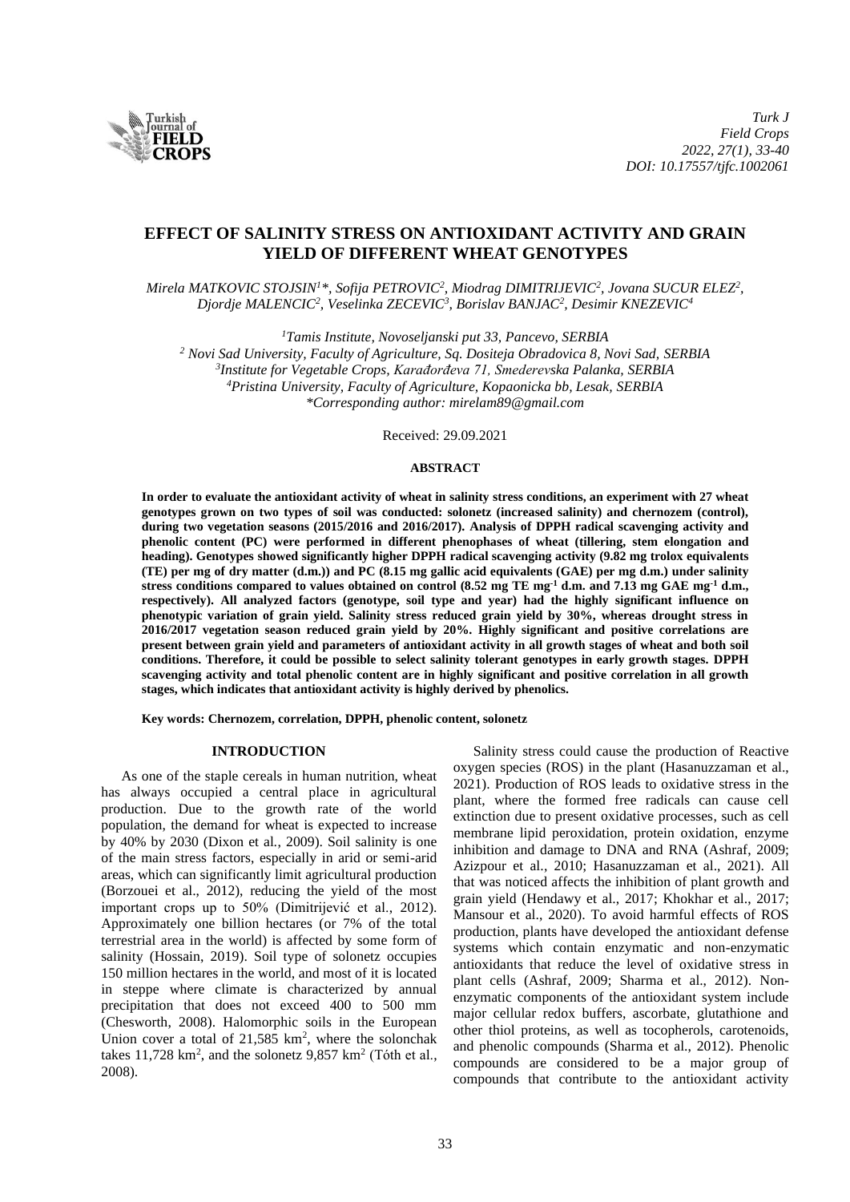# EFFECT OF SALINITY STRESS ON ANTIOXIDANT ACTIVITY AND GRAIN YIELD OF DIFFERENT WHEAT GENOTYPES

*Mirela MATKOVIC STOJSIN[1]\*, Sofija PETROVIC[2], Miodrag DIMITRIJEVIC[2], Jovana SUCUR ELEZ[2], Djordje MALENCIC[2], Veselinka ZECEVIC[3], Borislav BANJAC[2], Desimir KNEZEVIC[4]*

*[1]Tamis Institute, Novoseljanski put 33, Pancevo, SERBIA*
*[2] Novi Sad University, Faculty of Agriculture, Sq. Dositeja Obradovica 8, Novi Sad, SERBIA*
*[3]Institute for Vegetable Crops, Karađorđeva 71, Smederevska Palanka, SERBIA*
*[4]Pristina University, Faculty of Agriculture, Kopaonicka bb, Lesak, SERBIA*
*\*Corresponding author: mirelam89@gmail.com*

Received: 29.09.2021

## ABSTRACT

**In order to evaluate the antioxidant activity of wheat in salinity stress conditions, an experiment with 27 wheat genotypes grown on two types of soil was conducted: solonetz (increased salinity) and chernozem (control), during two vegetation seasons (2015/2016 and 2016/2017). Analysis of DPPH radical scavenging activity and phenolic content (PC) were performed in different phenophases of wheat (tillering, stem elongation and heading). Genotypes showed significantly higher DPPH radical scavenging activity (9.82 mg trolox equivalents (TE) per mg of dry matter (d.m.)) and PC (8.15 mg gallic acid equivalents (GAE) per mg d.m.) under salinity stress conditions compared to values obtained on control (8.52 mg TE mg$^{-1}$ d.m. and 7.13 mg GAE mg$^{-1}$ d.m., respectively). All analyzed factors (genotype, soil type and year) had the highly significant influence on phenotypic variation of grain yield. Salinity stress reduced grain yield by 30%, whereas drought stress in 2016/2017 vegetation season reduced grain yield by 20%. Highly significant and positive correlations are present between grain yield and parameters of antioxidant activity in all growth stages of wheat and both soil conditions. Therefore, it could be possible to select salinity tolerant genotypes in early growth stages. DPPH scavenging activity and total phenolic content are in highly significant and positive correlation in all growth stages, which indicates that antioxidant activity is highly derived by phenolics.**

**Key words: Chernozem, correlation, DPPH, phenolic content, solonetz**

## INTRODUCTION

As one of the staple cereals in human nutrition, wheat has always occupied a central place in agricultural production. Due to the growth rate of the world population, the demand for wheat is expected to increase by 40% by 2030 (Dixon et al., 2009). Soil salinity is one of the main stress factors, especially in arid or semi-arid areas, which can significantly limit agricultural production (Borzouei et al., 2012), reducing the yield of the most important crops up to 50% (Dimitrijević et al., 2012). Approximately one billion hectares (or 7% of the total terrestrial area in the world) is affected by some form of salinity (Hossain, 2019). Soil type of solonetz occupies 150 million hectares in the world, and most of it is located in steppe where climate is characterized by annual precipitation that does not exceed 400 to 500 mm (Chesworth, 2008). Halomorphic soils in the European Union cover a total of 21,585 km$^2$, where the solonchak takes 11,728 km$^2$, and the solonetz 9,857 km$^2$ (Tóth et al., 2008).

Salinity stress could cause the production of Reactive oxygen species (ROS) in the plant (Hasanuzzaman et al., 2021). Production of ROS leads to oxidative stress in the plant, where the formed free radicals can cause cell extinction due to present oxidative processes, such as cell membrane lipid peroxidation, protein oxidation, enzyme inhibition and damage to DNA and RNA (Ashraf, 2009; Azizpour et al., 2010; Hasanuzzaman et al., 2021). All that was noticed affects the inhibition of plant growth and grain yield (Hendawy et al., 2017; Khokhar et al., 2017; Mansour et al., 2020). To avoid harmful effects of ROS production, plants have developed the antioxidant defense systems which contain enzymatic and non-enzymatic antioxidants that reduce the level of oxidative stress in plant cells (Ashraf, 2009; Sharma et al., 2012). Non-enzymatic components of the antioxidant system include major cellular redox buffers, ascorbate, glutathione and other thiol proteins, as well as tocopherols, carotenoids, and phenolic compounds (Sharma et al., 2012). Phenolic compounds are considered to be a major group of compounds that contribute to the antioxidant activity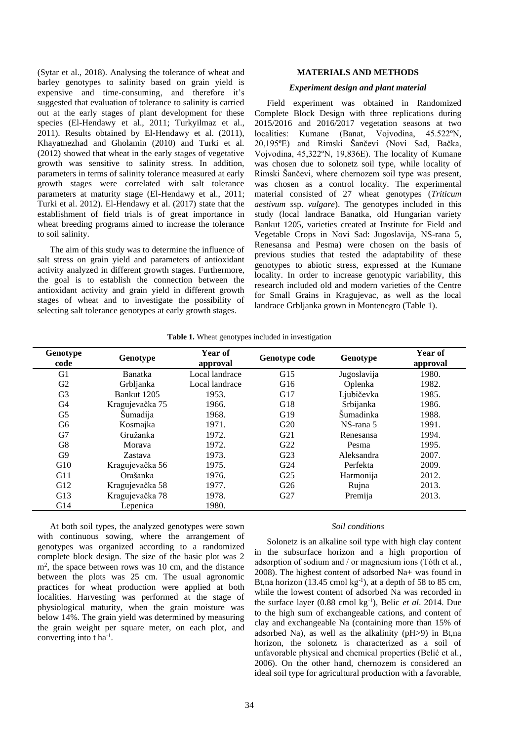(Sytar et al., 2018). Analysing the tolerance of wheat and barley genotypes to salinity based on grain yield is expensive and time-consuming, and therefore it's suggested that evaluation of tolerance to salinity is carried out at the early stages of plant development for these species (El-Hendawy et al., 2011; Turkyilmaz et al., 2011). Results obtained by El-Hendawy et al. (2011), Khayatnezhad and Gholamin (2010) and Turki et al. (2012) showed that wheat in the early stages of vegetative growth was sensitive to salinity stress. In addition, parameters in terms of salinity tolerance measured at early growth stages were correlated with salt tolerance parameters at maturity stage (El-Hendawy et al., 2011; Turki et al. 2012). El-Hendawy et al. (2017) state that the establishment of field trials is of great importance in wheat breeding programs aimed to increase the tolerance to soil salinity.

The aim of this study was to determine the influence of salt stress on grain yield and parameters of antioxidant activity analyzed in different growth stages. Furthermore, the goal is to establish the connection between the antioxidant activity and grain yield in different growth stages of wheat and to investigate the possibility of selecting salt tolerance genotypes at early growth stages.

## MATERIALS AND METHODS

### *Experiment design and plant material*

Field experiment was obtained in Randomized Complete Block Design with three replications during 2015/2016 and 2016/2017 vegetation seasons at two localities: Kumane (Banat, Vojvodina, 45.522ºN, 20,195ºE) and Rimski Šančevi (Novi Sad, Bačka, Vojvodina, 45,322ºN, 19,836E). The locality of Kumane was chosen due to solonetz soil type, while locality of Rimski Šančevi, where chernozem soil type was present, was chosen as a control locality. The experimental material consisted of 27 wheat genotypes (*Triticum aestivum* ssp. *vulgare*). The genotypes included in this study (local landrace Banatka, old Hungarian variety Bankut 1205, varieties created at Institute for Field and Vegetable Crops in Novi Sad: Jugoslavija, NS-rana 5, Renesansa and Pesma) were chosen on the basis of previous studies that tested the adaptability of these genotypes to abiotic stress, expressed at the Kumane locality. In order to increase genotypic variability, this research included old and modern varieties of the Centre for Small Grains in Kragujevac, as well as the local landrace Grbljanka grown in Montenegro (Table 1).

**Table 1.** Wheat genotypes included in investigation

| Genotype code | Genotype | Year of approval | Genotype code | Genotype | Year of approval |
|---|---|---|---|---|---|
| G1 | Banatka | Local landrace | G15 | Jugoslavija | 1980. |
| G2 | Grbljanka | Local landrace | G16 | Oplenka | 1982. |
| G3 | Bankut 1205 | 1953. | G17 | Ljubičevka | 1985. |
| G4 | Kragujevačka 75 | 1966. | G18 | Srbijanka | 1986. |
| G5 | Šumadija | 1968. | G19 | Šumadinka | 1988. |
| G6 | Kosmajka | 1971. | G20 | NS-rana 5 | 1991. |
| G7 | Gružanka | 1972. | G21 | Renesansa | 1994. |
| G8 | Morava | 1972. | G22 | Pesma | 1995. |
| G9 | Zastava | 1973. | G23 | Aleksandra | 2007. |
| G10 | Kragujevačka 56 | 1975. | G24 | Perfekta | 2009. |
| G11 | Orašanka | 1976. | G25 | Harmonija | 2012. |
| G12 | Kragujevačka 58 | 1977. | G26 | Rujna | 2013. |
| G13 | Kragujevačka 78 | 1978. | G27 | Premija | 2013. |
| G14 | Lepenica | 1980. | | | |

At both soil types, the analyzed genotypes were sown with continuous sowing, where the arrangement of genotypes was organized according to a randomized complete block design. The size of the basic plot was 2 $m^2$, the space between rows was 10 cm, and the distance between the plots was 25 cm. The usual agronomic practices for wheat production were applied at both localities. Harvesting was performed at the stage of physiological maturity, when the grain moisture was below 14%. The grain yield was determined by measuring the grain weight per square meter, on each plot, and converting into t $ha^{-1}$.

### *Soil conditions*

Solonetz is an alkaline soil type with high clay content in the subsurface horizon and a high proportion of adsorption of sodium and / or magnesium ions (Tóth et al., 2008). The highest content of adsorbed $Na^+$ was found in Bt,na horizon (13.45 cmol $kg^{-1}$), at a depth of 58 to 85 cm, while the lowest content of adsorbed Na was recorded in the surface layer (0.88 cmol $kg^{-1}$), Belic *et al*. 2014. Due to the high sum of exchangeable cations, and content of clay and exchangeable Na (containing more than 15% of adsorbed Na), as well as the alkalinity (pH>9) in Bt,na horizon, the solonetz is characterized as a soil of unfavorable physical and chemical properties (Belić et al., 2006). On the other hand, chernozem is considered an ideal soil type for agricultural production with a favorable,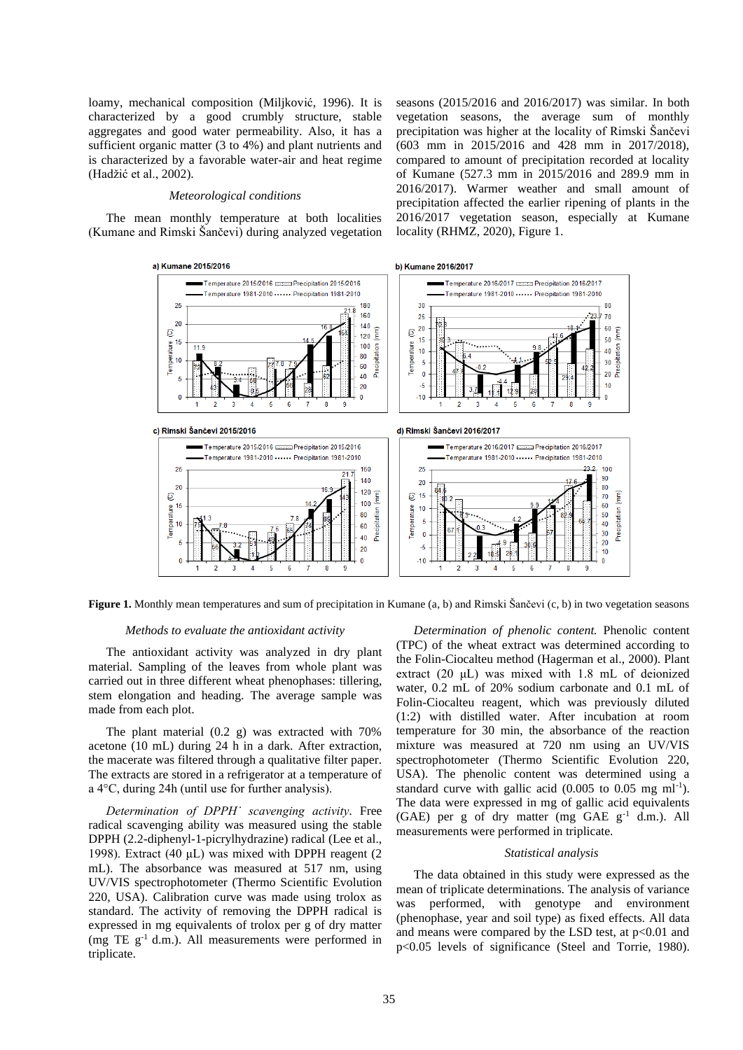loamy, mechanical composition (Miljković, 1996). It is characterized by a good crumbly structure, stable aggregates and good water permeability. Also, it has a sufficient organic matter (3 to 4%) and plant nutrients and is characterized by a favorable water-air and heat regime (Hadžić et al., 2002).

*Meteorological conditions*

The mean monthly temperature at both localities (Kumane and Rimski Šančevi) during analyzed vegetation seasons (2015/2016 and 2016/2017) was similar. In both vegetation seasons, the average sum of monthly precipitation was higher at the locality of Rimski Šančevi (603 mm in 2015/2016 and 428 mm in 2017/2018), compared to amount of precipitation recorded at locality of Kumane (527.3 mm in 2015/2016 and 289.9 mm in 2016/2017). Warmer weather and small amount of precipitation affected the earlier ripening of plants in the 2016/2017 vegetation season, especially at Kumane locality (RHMZ, 2020), Figure 1.

**Figure 1.** Monthly mean temperatures and sum of precipitation in Kumane (a, b) and Rimski Šančevi (c, b) in two vegetation seasons

*Methods to evaluate the antioxidant activity*

The antioxidant activity was analyzed in dry plant material. Sampling of the leaves from whole plant was carried out in three different wheat phenophases: tillering, stem elongation and heading. The average sample was made from each plot.

The plant material (0.2 g) was extracted with 70% acetone (10 mL) during 24 h in a dark. After extraction, the macerate was filtered through a qualitative filter paper. The extracts are stored in a refrigerator at a temperature of a 4°C, during 24h (until use for further analysis).

*Determination of DPPH˙ scavenging activity*. Free radical scavenging ability was measured using the stable DPPH (2.2-diphenyl-1-picrylhydrazine) radical (Lee et al., 1998). Extract (40 μL) was mixed with DPPH reagent (2 mL). The absorbance was measured at 517 nm, using UV/VIS spectrophotometer (Thermo Scientific Evolution 220, USA). Calibration curve was made using trolox as standard. The activity of removing the DPPH radical is expressed in mg equivalents of trolox per g of dry matter (mg TE $g^{-1}$ d.m.). All measurements were performed in triplicate.

*Determination of phenolic content.* Phenolic content (TPC) of the wheat extract was determined according to the Folin-Ciocalteu method (Hagerman et al., 2000). Plant extract (20 μL) was mixed with 1.8 mL of deionized water, 0.2 mL of 20% sodium carbonate and 0.1 mL of Folin-Ciocalteu reagent, which was previously diluted (1:2) with distilled water. After incubation at room temperature for 30 min, the absorbance of the reaction mixture was measured at 720 nm using an UV/VIS spectrophotometer (Thermo Scientific Evolution 220, USA). The phenolic content was determined using a standard curve with gallic acid (0.005 to 0.05 mg $ml^{-1}$). The data were expressed in mg of gallic acid equivalents (GAE) per g of dry matter (mg GAE $g^{-1}$ d.m.). All measurements were performed in triplicate.

*Statistical analysis*

The data obtained in this study were expressed as the mean of triplicate determinations. The analysis of variance was performed, with genotype and environment (phenophase, year and soil type) as fixed effects. All data and means were compared by the LSD test, at $p<0.01$ and $p<0.05$ levels of significance (Steel and Torrie, 1980).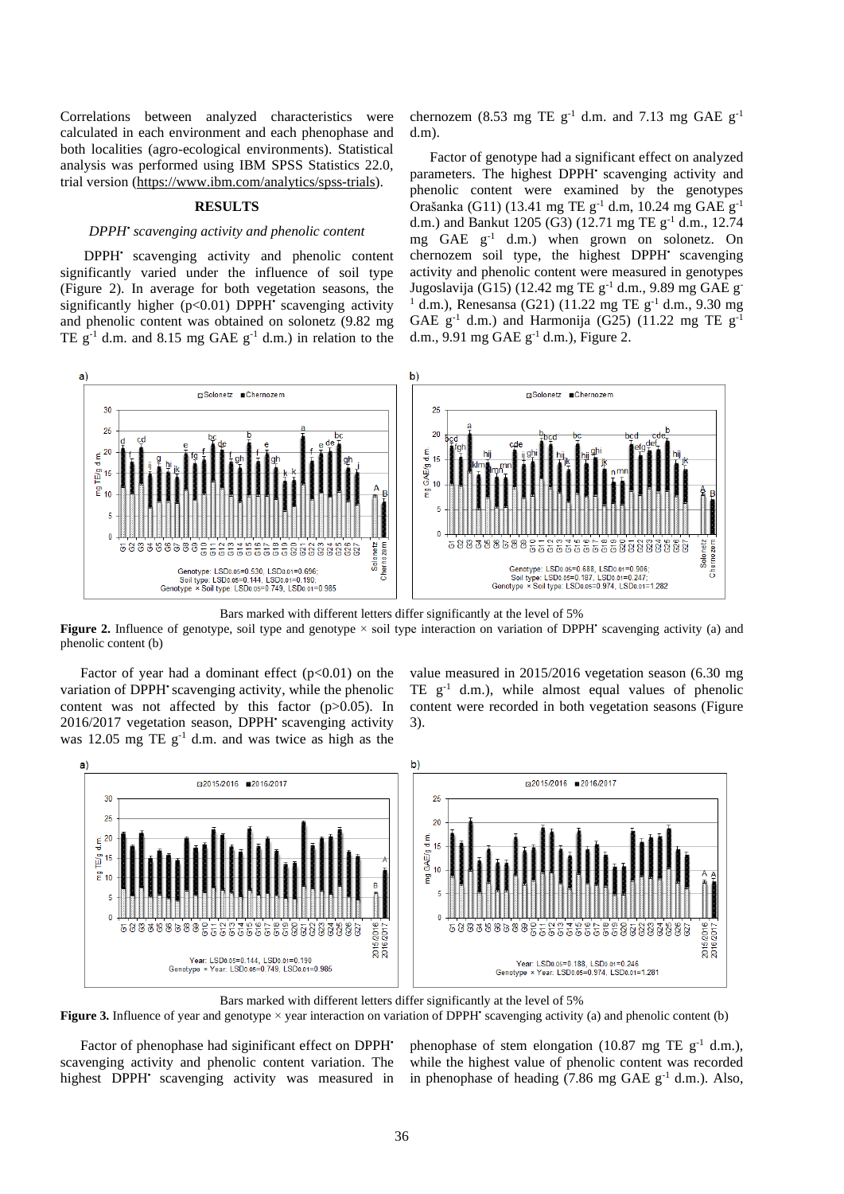Correlations between analyzed characteristics were calculated in each environment and each phenophase and both localities (agro-ecological environments). Statistical analysis was performed using IBM SPSS Statistics 22.0, trial version (https://www.ibm.com/analytics/spss-trials).

## RESULTS

### *DPPH• scavenging activity and phenolic content*

DPPH• scavenging activity and phenolic content significantly varied under the influence of soil type (Figure 2). In average for both vegetation seasons, the significantly higher ($p<0.01$) DPPH• scavenging activity and phenolic content was obtained on solonetz (9.82 mg TE $g^{-1}$ d.m. and 8.15 mg GAE $g^{-1}$ d.m.) in relation to the chernozem (8.53 mg TE $g^{-1}$ d.m. and 7.13 mg GAE $g^{-1}$ d.m).

Factor of genotype had a significant effect on analyzed parameters. The highest DPPH• scavenging activity and phenolic content were examined by the genotypes Orašanka (G11) (13.41 mg TE $g^{-1}$ d.m, 10.24 mg GAE $g^{-1}$ d.m.) and Bankut 1205 (G3) (12.71 mg TE $g^{-1}$ d.m., 12.74 mg GAE $g^{-1}$ d.m.) when grown on solonetz. On chernozem soil type, the highest DPPH• scavenging activity and phenolic content were measured in genotypes Jugoslavija (G15) (12.42 mg TE $g^{-1}$ d.m., 9.89 mg GAE $g^{-1}$ d.m.), Renesansa (G21) (11.22 mg TE $g^{-1}$ d.m., 9.30 mg GAE $g^{-1}$ d.m.) and Harmonija (G25) (11.22 mg TE $g^{-1}$ d.m., 9.91 mg GAE $g^{-1}$ d.m.), Figure 2.

Bars marked with different letters differ significantly at the level of 5%

**Figure 2.** Influence of genotype, soil type and genotype × soil type interaction on variation of DPPH• scavenging activity (a) and phenolic content (b)

Factor of year had a dominant effect ($p<0.01$) on the variation of DPPH• scavenging activity, while the phenolic content was not affected by this factor ($p>0.05$). In 2016/2017 vegetation season, DPPH• scavenging activity was 12.05 mg TE $g^{-1}$ d.m. and was twice as high as the value measured in 2015/2016 vegetation season (6.30 mg TE $g^{-1}$ d.m.), while almost equal values of phenolic content were recorded in both vegetation seasons (Figure 3).

Bars marked with different letters differ significantly at the level of 5%

**Figure 3.** Influence of year and genotype × year interaction on variation of DPPH• scavenging activity (a) and phenolic content (b)

Factor of phenophase had siginificant effect on DPPH• scavenging activity and phenolic content variation. The highest DPPH• scavenging activity was measured in phenophase of stem elongation (10.87 mg TE $g^{-1}$ d.m.), while the highest value of phenolic content was recorded in phenophase of heading (7.86 mg GAE $g^{-1}$ d.m.). Also,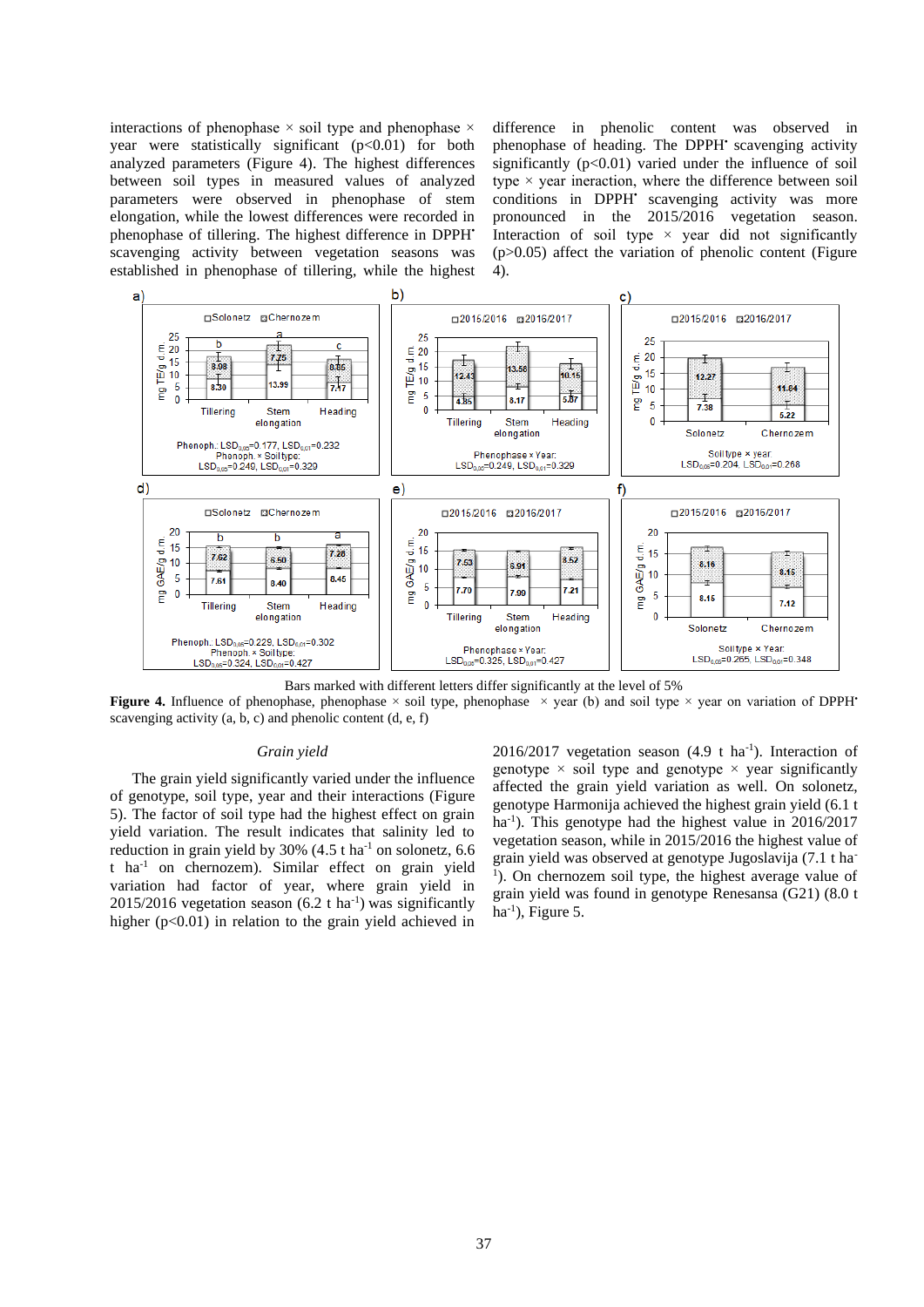interactions of phenophase × soil type and phenophase × year were statistically significant ($p<0.01$) for both analyzed parameters (Figure 4). The highest differences between soil types in measured values of analyzed parameters were observed in phenophase of stem elongation, while the lowest differences were recorded in phenophase of tillering. The highest difference in DPPH• scavenging activity between vegetation seasons was established in phenophase of tillering, while the highest difference in phenolic content was observed in phenophase of heading. The DPPH• scavenging activity significantly ($p<0.01$) varied under the influence of soil type × year ineraction, where the difference between soil conditions in DPPH• scavenging activity was more pronounced in the 2015/2016 vegetation season. Interaction of soil type × year did not significantly ($p>0.05$) affect the variation of phenolic content (Figure 4).

Bars marked with different letters differ significantly at the level of 5%

**Figure 4.** Influence of phenophase, phenophase × soil type, phenophase × year (b) and soil type × year on variation of DPPH• scavenging activity (a, b, c) and phenolic content (d, e, f)

### *Grain yield*

The grain yield significantly varied under the influence of genotype, soil type, year and their interactions (Figure 5). The factor of soil type had the highest effect on grain yield variation. The result indicates that salinity led to reduction in grain yield by 30% (4.5 t ha$^{-1}$ on solonetz, 6.6 t ha$^{-1}$ on chernozem). Similar effect on grain yield variation had factor of year, where grain yield in 2015/2016 vegetation season (6.2 t ha$^{-1}$) was significantly higher ($p<0.01$) in relation to the grain yield achieved in 2016/2017 vegetation season (4.9 t ha$^{-1}$). Interaction of genotype × soil type and genotype × year significantly affected the grain yield variation as well. On solonetz, genotype Harmonija achieved the highest grain yield (6.1 t ha$^{-1}$). This genotype had the highest value in 2016/2017 vegetation season, while in 2015/2016 the highest value of grain yield was observed at genotype Jugoslavija (7.1 t ha$^{-1}$). On chernozem soil type, the highest average value of grain yield was found in genotype Renesansa (G21) (8.0 t ha$^{-1}$), Figure 5.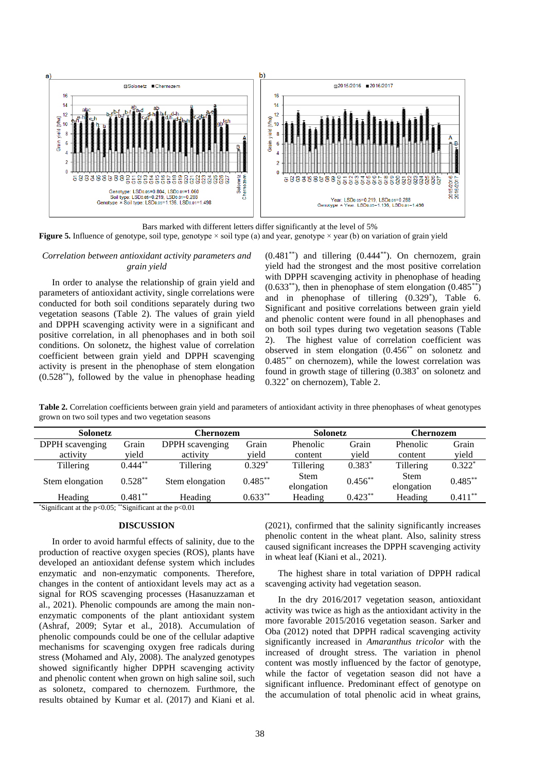Bars marked with different letters differ significantly at the level of 5%

**Figure 5.** Influence of genotype, soil type, genotype × soil type (a) and year, genotype × year (b) on variation of grain yield

*Correlation between antioxidant activity parameters and grain yield*

In order to analyse the relationship of grain yield and parameters of antioxidant activity, single correlations were conducted for both soil conditions separately during two vegetation seasons (Table 2). The values of grain yield and DPPH scavenging activity were in a significant and positive correlation, in all phenophases and in both soil conditions. On solonetz, the highest value of correlation coefficient between grain yield and DPPH scavenging activity is present in the phenophase of stem elongation (0.528**), followed by the value in phenophase heading (0.481**) and tillering (0.444**). On chernozem, grain yield had the strongest and the most positive correlation with DPPH scavenging activity in phenophase of heading (0.633**), then in phenophase of stem elongation (0.485**) and in phenophase of tillering (0.329*), Table 6. Significant and positive correlations between grain yield and phenolic content were found in all phenophases and on both soil types during two vegetation seasons (Table 2). The highest value of correlation coefficient was observed in stem elongation (0.456** on solonetz and 0.485** on chernozem), while the lowest correlation was found in growth stage of tillering (0.383* on solonetz and 0.322* on chernozem), Table 2.

**Table 2.** Correlation coefficients between grain yield and parameters of antioxidant activity in three phenophases of wheat genotypes grown on two soil types and two vegetation seasons

| Solonetz | | Chernozem | | Solonetz | | Chernozem | |
|---|---|---|---|---|---|---|---|
| DPPH scavenging activity | Grain yield | DPPH scavenging activity | Grain yield | Phenolic content | Grain yield | Phenolic content | Grain yield |
| Tillering | 0.444** | Tillering | 0.329* | Tillering | 0.383* | Tillering | 0.322* |
| Stem elongation | 0.528** | Stem elongation | 0.485** | Stem elongation | 0.456** | Stem elongation | 0.485** |
| Heading | 0.481** | Heading | 0.633** | Heading | 0.423** | Heading | 0.411** |

*Significant at the $p<0.05$; **Significant at the $p<0.01$

## DISCUSSION

In order to avoid harmful effects of salinity, due to the production of reactive oxygen species (ROS), plants have developed an antioxidant defense system which includes enzymatic and non-enzymatic components. Therefore, changes in the content of antioxidant levels may act as a signal for ROS scavenging processes (Hasanuzzaman et al., 2021). Phenolic compounds are among the main non-enzymatic components of the plant antioxidant system (Ashraf, 2009; Sytar et al., 2018). Accumulation of phenolic compounds could be one of the cellular adaptive mechanisms for scavenging oxygen free radicals during stress (Mohamed and Aly, 2008). The analyzed genotypes showed significantly higher DPPH scavenging activity and phenolic content when grown on high saline soil, such as solonetz, compared to chernozem. Furthmore, the results obtained by Kumar et al. (2017) and Kiani et al. (2021), confirmed that the salinity significantly increases phenolic content in the wheat plant. Also, salinity stress caused significant increases the DPPH scavenging activity in wheat leaf (Kiani et al., 2021).

The highest share in total variation of DPPH radical scavenging activity had vegetation season.

In the dry 2016/2017 vegetation season, antioxidant activity was twice as high as the antioxidant activity in the more favorable 2015/2016 vegetation season. Sarker and Oba (2012) noted that DPPH radical scavenging activity significantly increased in *Amaranthus tricolor* with the increased of drought stress. The variation in phenol content was mostly influenced by the factor of genotype, while the factor of vegetation season did not have a significant influence. Predominant effect of genotype on the accumulation of total phenolic acid in wheat grains,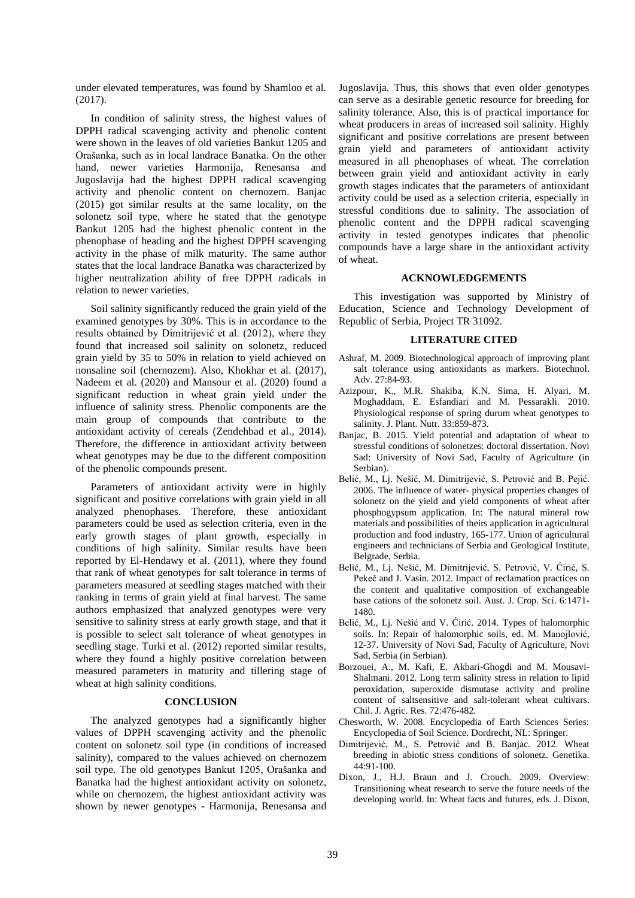under elevated temperatures, was found by Shamloo et al. (2017).

In condition of salinity stress, the highest values of DPPH radical scavenging activity and phenolic content were shown in the leaves of old varieties Bankut 1205 and Orašanka, such as in local landrace Banatka. On the other hand, newer varieties Harmonija, Renesansa and Jugoslavija had the highest DPPH radical scavenging activity and phenolic content on chernozem. Banjac (2015) got similar results at the same locality, on the solonetz soil type, where he stated that the genotype Bankut 1205 had the highest phenolic content in the phenophase of heading and the highest DPPH scavenging activity in the phase of milk maturity. The same author states that the local landrace Banatka was characterized by higher neutralization ability of free DPPH radicals in relation to newer varieties.

Soil salinity significantly reduced the grain yield of the examined genotypes by 30%. This is in accordance to the results obtained by Dimitrijević et al. (2012), where they found that increased soil salinity on solonetz, reduced grain yield by 35 to 50% in relation to yield achieved on nonsaline soil (chernozem). Also, Khokhar et al. (2017), Nadeem et al. (2020) and Mansour et al. (2020) found a significant reduction in wheat grain yield under the influence of salinity stress. Phenolic components are the main group of compounds that contribute to the antioxidant activity of cereals (Zendehbad et al., 2014). Therefore, the difference in antioxidant activity between wheat genotypes may be due to the different composition of the phenolic compounds present.

Parameters of antioxidant activity were in highly significant and positive correlations with grain yield in all analyzed phenophases. Therefore, these antioxidant parameters could be used as selection criteria, even in the early growth stages of plant growth, especially in conditions of high salinity. Similar results have been reported by El-Hendawy et al. (2011), where they found that rank of wheat genotypes for salt tolerance in terms of parameters measured at seedling stages matched with their ranking in terms of grain yield at final harvest. The same authors emphasized that analyzed genotypes were very sensitive to salinity stress at early growth stage, and that it is possible to select salt tolerance of wheat genotypes in seedling stage. Turki et al. (2012) reported similar results, where they found a highly positive correlation between measured parameters in maturity and tillering stage of wheat at high salinity conditions.

## CONCLUSION

The analyzed genotypes had a significantly higher values of DPPH scavenging activity and the phenolic content on solonetz soil type (in conditions of increased salinity), compared to the values achieved on chernozem soil type. The old genotypes Bankut 1205, Orašanka and Banatka had the highest antioxidant activity on solonetz, while on chernozem, the highest antioxidant activity was shown by newer genotypes - Harmonija, Renesansa and Jugoslavija. Thus, this shows that even older genotypes can serve as a desirable genetic resource for breeding for salinity tolerance. Also, this is of practical importance for wheat producers in areas of increased soil salinity. Highly significant and positive correlations are present between grain yield and parameters of antioxidant activity measured in all phenophases of wheat. The correlation between grain yield and antioxidant activity in early growth stages indicates that the parameters of antioxidant activity could be used as a selection criteria, especially in stressful conditions due to salinity. The association of phenolic content and the DPPH radical scavenging activity in tested genotypes indicates that phenolic compounds have a large share in the antioxidant activity of wheat.

## ACKNOWLEDGEMENTS

This investigation was supported by Ministry of Education, Science and Technology Development of Republic of Serbia, Project TR 31092.

## LITERATURE CITED

Ashraf, M. 2009. Biotechnological approach of improving plant salt tolerance using antioxidants as markers. Biotechnol. Adv. 27:84-93.

Azizpour, K., M.R. Shakiba, K.N. Sima, H. Alyari, M. Moghaddam, E. Esfandiari and M. Pessarakli. 2010. Physiological response of spring durum wheat genotypes to salinity. J. Plant. Nutr. 33:859-873.

Banjac, B. 2015. Yield potential and adaptation of wheat to stressful conditions of solonetzes: doctoral dissertation. Novi Sad: University of Novi Sad, Faculty of Agriculture (in Serbian).

Belić, M., Lj. Nešić, M. Dimitrijević, S. Petrović and B. Pejić. 2006. The influence of water- physical properties changes of solonetz on the yield and yield components of wheat after phosphogypsum application. In: The natural mineral row materials and possibilities of theirs application in agricultural production and food industry, 165-177. Union of agricultural engineers and technicians of Serbia and Geological Institute, Belgrade, Serbia.

Belić, M., Lj. Nešić, M. Dimitrijević, S. Petrović, V. Ćirić, S. Pekeč and J. Vasin. 2012. Impact of reclamation practices on the content and qualitative composition of exchangeable base cations of the solonetz soil. Aust. J. Crop. Sci. 6:1471-1480.

Belić, M., Lj. Nešić and V. Ćirić. 2014. Types of halomorphic soils. In: Repair of halomorphic soils, ed. M. Manojlović, 12-37. University of Novi Sad, Faculty of Agriculture, Novi Sad, Serbia (in Serbian).

Borzouei, A., M. Kafi, E. Akbari-Ghogdi and M. Mousavi-Shalmani. 2012. Long term salinity stress in relation to lipid peroxidation, superoxide dismutase activity and proline content of saltsensitive and salt-tolerant wheat cultivars. Chil. J. Agric. Res. 72:476-482.

Chesworth, W. 2008. Encyclopedia of Earth Sciences Series: Encyclopedia of Soil Science. Dordrecht, NL: Springer.

Dimitrijević, M., S. Petrović and B. Banjac. 2012. Wheat breeding in abiotic stress conditions of solonetz. Genetika. 44:91-100.

Dixon, J., H.J. Braun and J. Crouch. 2009. Overview: Transitioning wheat research to serve the future needs of the developing world. In: Wheat facts and futures, eds. J. Dixon,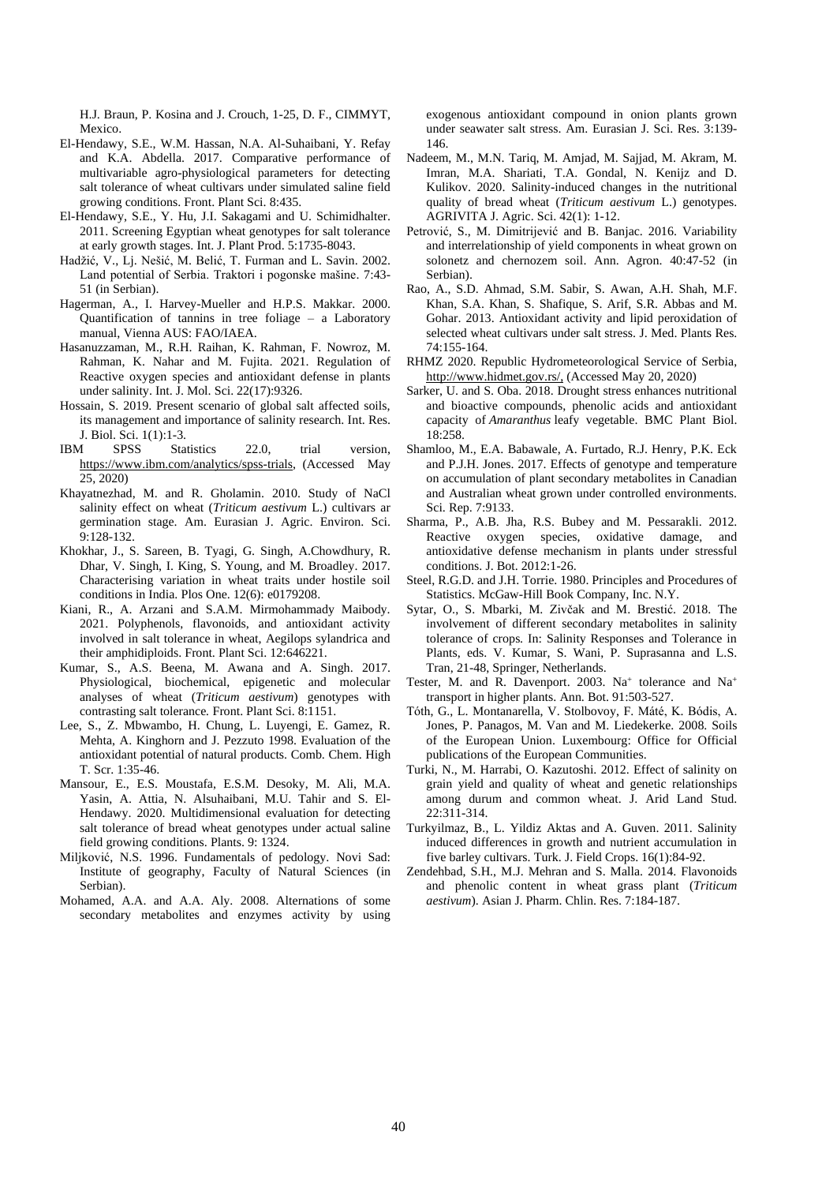H.J. Braun, P. Kosina and J. Crouch, 1-25, D. F., CIMMYT, Mexico.

El-Hendawy, S.E., W.M. Hassan, N.A. Al-Suhaibani, Y. Refay and K.A. Abdella. 2017. Comparative performance of multivariable agro-physiological parameters for detecting salt tolerance of wheat cultivars under simulated saline field growing conditions. Front. Plant Sci. 8:435.

El-Hendawy, S.E., Y. Hu, J.I. Sakagami and U. Schimidhalter. 2011. Screening Egyptian wheat genotypes for salt tolerance at early growth stages. Int. J. Plant Prod. 5:1735-8043.

Hadžić, V., Lj. Nešić, M. Belić, T. Furman and L. Savin. 2002. Land potential of Serbia. Traktori i pogonske mašine. 7:43-51 (in Serbian).

Hagerman, A., I. Harvey-Mueller and H.P.S. Makkar. 2000. Quantification of tannins in tree foliage – a Laboratory manual, Vienna AUS: FAO/IAEA.

Hasanuzzaman, M., R.H. Raihan, K. Rahman, F. Nowroz, M. Rahman, K. Nahar and M. Fujita. 2021. Regulation of Reactive oxygen species and antioxidant defense in plants under salinity. Int. J. Mol. Sci. 22(17):9326.

Hossain, S. 2019. Present scenario of global salt affected soils, its management and importance of salinity research. Int. Res. J. Biol. Sci. 1(1):1-3.

IBM SPSS Statistics 22.0, trial version, https://www.ibm.com/analytics/spss-trials, (Accessed May 25, 2020)

Khayatnezhad, M. and R. Gholamin. 2010. Study of NaCl salinity effect on wheat (*Triticum aestivum* L.) cultivars ar germination stage. Am. Eurasian J. Agric. Environ. Sci. 9:128-132.

Khokhar, J., S. Sareen, B. Tyagi, G. Singh, A.Chowdhury, R. Dhar, V. Singh, I. King, S. Young, and M. Broadley. 2017. Characterising variation in wheat traits under hostile soil conditions in India. Plos One. 12(6): e0179208.

Kiani, R., A. Arzani and S.A.M. Mirmohammady Maibody. 2021. Polyphenols, flavonoids, and antioxidant activity involved in salt tolerance in wheat, Aegilops sylandrica and their amphidiploids. Front. Plant Sci. 12:646221.

Kumar, S., A.S. Beena, M. Awana and A. Singh. 2017. Physiological, biochemical, epigenetic and molecular analyses of wheat (*Triticum aestivum*) genotypes with contrasting salt tolerance. Front. Plant Sci. 8:1151.

Lee, S., Z. Mbwambo, H. Chung, L. Luyengi, E. Gamez, R. Mehta, A. Kinghorn and J. Pezzuto 1998. Evaluation of the antioxidant potential of natural products. Comb. Chem. High T. Scr. 1:35-46.

Mansour, E., E.S. Moustafa, E.S.M. Desoky, M. Ali, M.A. Yasin, A. Attia, N. Alsuhaibani, M.U. Tahir and S. El-Hendawy. 2020. Multidimensional evaluation for detecting salt tolerance of bread wheat genotypes under actual saline field growing conditions. Plants. 9: 1324.

Miljković, N.S. 1996. Fundamentals of pedology. Novi Sad: Institute of geography, Faculty of Natural Sciences (in Serbian).

Mohamed, A.A. and A.A. Aly. 2008. Alternations of some secondary metabolites and enzymes activity by using exogenous antioxidant compound in onion plants grown under seawater salt stress. Am. Eurasian J. Sci. Res. 3:139-146.

Nadeem, M., M.N. Tariq, M. Amjad, M. Sajjad, M. Akram, M. Imran, M.A. Shariati, T.A. Gondal, N. Kenijz and D. Kulikov. 2020. Salinity-induced changes in the nutritional quality of bread wheat (*Triticum aestivum* L.) genotypes. AGRIVITA J. Agric. Sci. 42(1): 1-12.

Petrović, S., M. Dimitrijević and B. Banjac. 2016. Variability and interrelationship of yield components in wheat grown on solonetz and chernozem soil. Ann. Agron. 40:47-52 (in Serbian).

Rao, A., S.D. Ahmad, S.M. Sabir, S. Awan, A.H. Shah, M.F. Khan, S.A. Khan, S. Shafique, S. Arif, S.R. Abbas and M. Gohar. 2013. Antioxidant activity and lipid peroxidation of selected wheat cultivars under salt stress. J. Med. Plants Res. 74:155-164.

RHMZ 2020. Republic Hydrometeorological Service of Serbia, http://www.hidmet.gov.rs/, (Accessed May 20, 2020)

Sarker, U. and S. Oba. 2018. Drought stress enhances nutritional and bioactive compounds, phenolic acids and antioxidant capacity of *Amaranthus* leafy vegetable. BMC Plant Biol. 18:258.

Shamloo, M., E.A. Babawale, A. Furtado, R.J. Henry, P.K. Eck and P.J.H. Jones. 2017. Effects of genotype and temperature on accumulation of plant secondary metabolites in Canadian and Australian wheat grown under controlled environments. Sci. Rep. 7:9133.

Sharma, P., A.B. Jha, R.S. Bubey and M. Pessarakli. 2012. Reactive oxygen species, oxidative damage, and antioxidative defense mechanism in plants under stressful conditions. J. Bot. 2012:1-26.

Steel, R.G.D. and J.H. Torrie. 1980. Principles and Procedures of Statistics. McGaw-Hill Book Company, Inc. N.Y.

Sytar, O., S. Mbarki, M. Zivčak and M. Brestić. 2018. The involvement of different secondary metabolites in salinity tolerance of crops. In: Salinity Responses and Tolerance in Plants, eds. V. Kumar, S. Wani, P. Suprasanna and L.S. Tran, 21-48, Springer, Netherlands.

Tester, M. and R. Davenport. 2003. $Na^+$ tolerance and $Na^+$ transport in higher plants. Ann. Bot. 91:503-527.

Tóth, G., L. Montanarella, V. Stolbovoy, F. Máté, K. Bódis, A. Jones, P. Panagos, M. Van and M. Liedekerke. 2008. Soils of the European Union. Luxembourg: Office for Official publications of the European Communities.

Turki, N., M. Harrabi, O. Kazutoshi. 2012. Effect of salinity on grain yield and quality of wheat and genetic relationships among durum and common wheat. J. Arid Land Stud. 22:311-314.

Turkyilmaz, B., L. Yildiz Aktas and A. Guven. 2011. Salinity induced differences in growth and nutrient accumulation in five barley cultivars. Turk. J. Field Crops. 16(1):84-92.

Zendehbad, S.H., M.J. Mehran and S. Malla. 2014. Flavonoids and phenolic content in wheat grass plant (*Triticum aestivum*). Asian J. Pharm. Chlin. Res. 7:184-187.